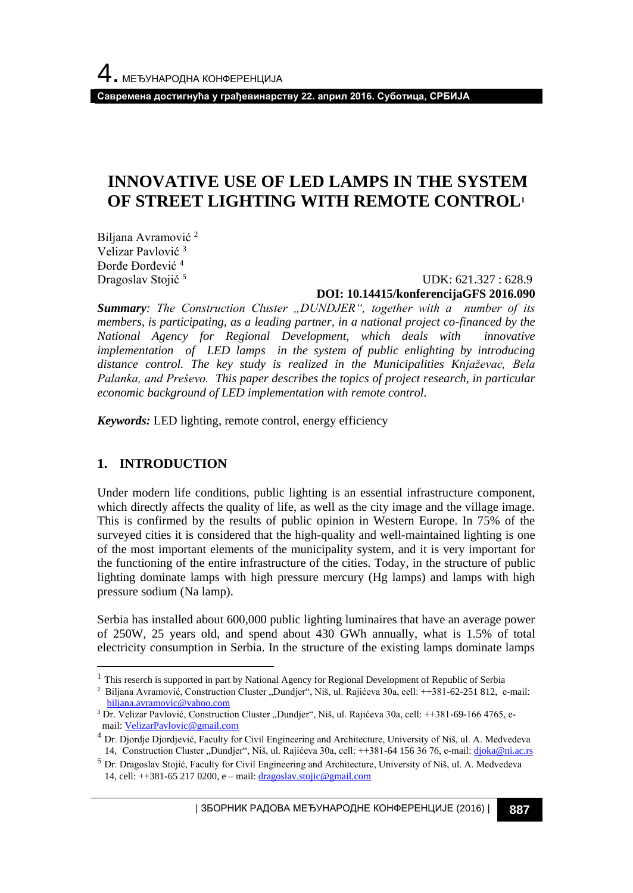# INNOVATIVE USE OF LED LAMPS IN THE SYSTEM OF STREET LIGHTING WITH REMOTE CONTROL[1]

Biljana Avramović [2]
Velizar Pavlović [3]
Đorđe Đorđević [4]
Dragoslav Stojić [5]

UDK: 621.327 : 628.9
**DOI: 10.14415/konferencijaGFS 2016.090**

***Summary**: The Construction Cluster „DUNDJER", together with a number of its members, is participating, as a leading partner, in a national project co-financed by the National Agency for Regional Development, which deals with innovative implementation of LED lamps in the system of public enlighting by introducing distance control. The key study is realized in the Municipalities Knjaževac, Bela Palanka, and Preševo. This paper describes the topics of project research, in particular economic background of LED implementation with remote control.*

***Keywords:*** LED lighting, remote control, energy efficiency

## 1. INTRODUCTION

Under modern life conditions, public lighting is an essential infrastructure component, which directly affects the quality of life, as well as the city image and the village image. This is confirmed by the results of public opinion in Western Europe. In 75% of the surveyed cities it is considered that the high-quality and well-maintained lighting is one of the most important elements of the municipality system, and it is very important for the functioning of the entire infrastructure of the cities. Today, in the structure of public lighting dominate lamps with high pressure mercury (Hg lamps) and lamps with high pressure sodium (Na lamp).

Serbia has installed about 600,000 public lighting luminaires that have an average power of 250W, 25 years old, and spend about 430 GWh annually, what is 1.5% of total electricity consumption in Serbia. In the structure of the existing lamps dominate lamps

---

[1] This reserch is supported in part by National Agency for Regional Development of Republic of Serbia

[2] Biljana Avramović, Construction Cluster „Dundjer", Niš, ul. Rajićeva 30a, cell: ++381-62-251 812, e-mail: biljana.avramovic@yahoo.com

[3] Dr. Velizar Pavlović, Construction Cluster „Dundjer", Niš, ul. Rajićeva 30a, cell: ++381-69-166 4765, e-mail: VelizarPavlovic@gmail.com

[4] Dr. Djordje Djordjević, Faculty for Civil Engineering and Architecture, University of Niš, ul. A. Medvedeva 14, Construction Cluster „Dundjer", Niš, ul. Rajićeva 30a, cell: ++381-64 156 36 76, e-mail: djoka@ni.ac.rs

[5] Dr. Dragoslav Stojić, Faculty for Civil Engineering and Architecture, University of Niš, ul. A. Medvedeva 14, cell: ++381-65 217 0200, e – mail: dragoslav.stojic@gmail.com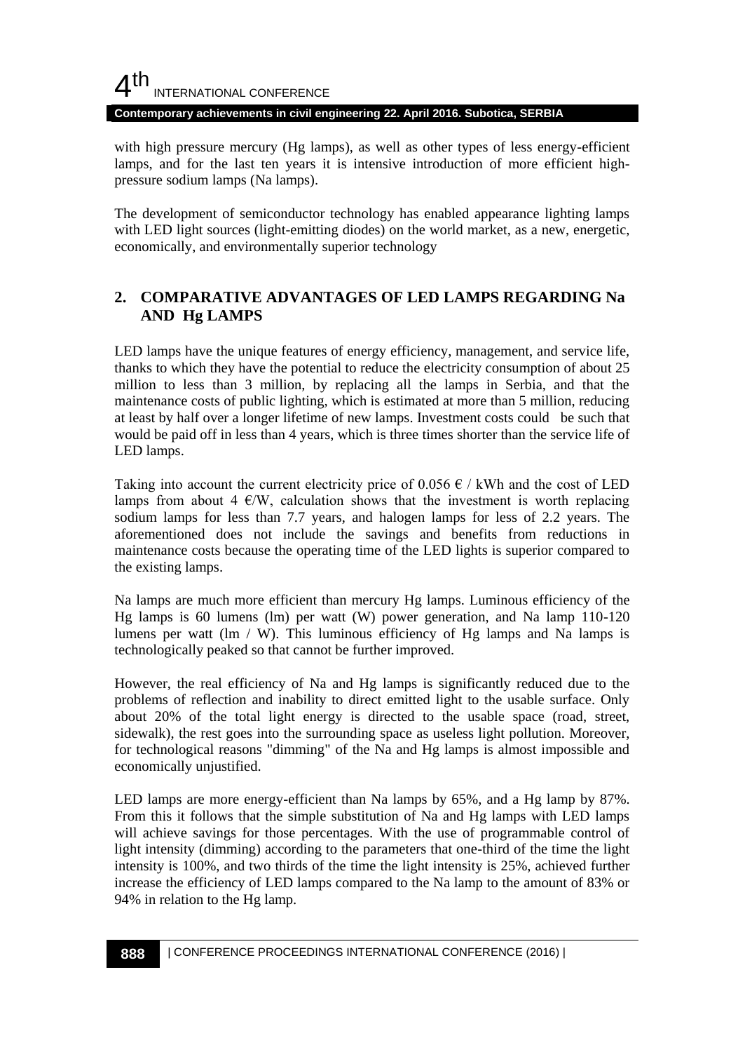with high pressure mercury (Hg lamps), as well as other types of less energy-efficient lamps, and for the last ten years it is intensive introduction of more efficient high-pressure sodium lamps (Na lamps).

The development of semiconductor technology has enabled appearance lighting lamps with LED light sources (light-emitting diodes) on the world market, as a new, energetic, economically, and environmentally superior technology

## 2. COMPARATIVE ADVANTAGES OF LED LAMPS REGARDING Na AND Hg LAMPS

LED lamps have the unique features of energy efficiency, management, and service life, thanks to which they have the potential to reduce the electricity consumption of about 25 million to less than 3 million, by replacing all the lamps in Serbia, and that the maintenance costs of public lighting, which is estimated at more than 5 million, reducing at least by half over a longer lifetime of new lamps. Investment costs could be such that would be paid off in less than 4 years, which is three times shorter than the service life of LED lamps.

Taking into account the current electricity price of 0.056 € / kWh and the cost of LED lamps from about 4 €/W, calculation shows that the investment is worth replacing sodium lamps for less than 7.7 years, and halogen lamps for less of 2.2 years. The aforementioned does not include the savings and benefits from reductions in maintenance costs because the operating time of the LED lights is superior compared to the existing lamps.

Na lamps are much more efficient than mercury Hg lamps. Luminous efficiency of the Hg lamps is 60 lumens (lm) per watt (W) power generation, and Na lamp 110-120 lumens per watt (lm / W). This luminous efficiency of Hg lamps and Na lamps is technologically peaked so that cannot be further improved.

However, the real efficiency of Na and Hg lamps is significantly reduced due to the problems of reflection and inability to direct emitted light to the usable surface. Only about 20% of the total light energy is directed to the usable space (road, street, sidewalk), the rest goes into the surrounding space as useless light pollution. Moreover, for technological reasons "dimming" of the Na and Hg lamps is almost impossible and economically unjustified.

LED lamps are more energy-efficient than Na lamps by 65%, and a Hg lamp by 87%. From this it follows that the simple substitution of Na and Hg lamps with LED lamps will achieve savings for those percentages. With the use of programmable control of light intensity (dimming) according to the parameters that one-third of the time the light intensity is 100%, and two thirds of the time the light intensity is 25%, achieved further increase the efficiency of LED lamps compared to the Na lamp to the amount of 83% or 94% in relation to the Hg lamp.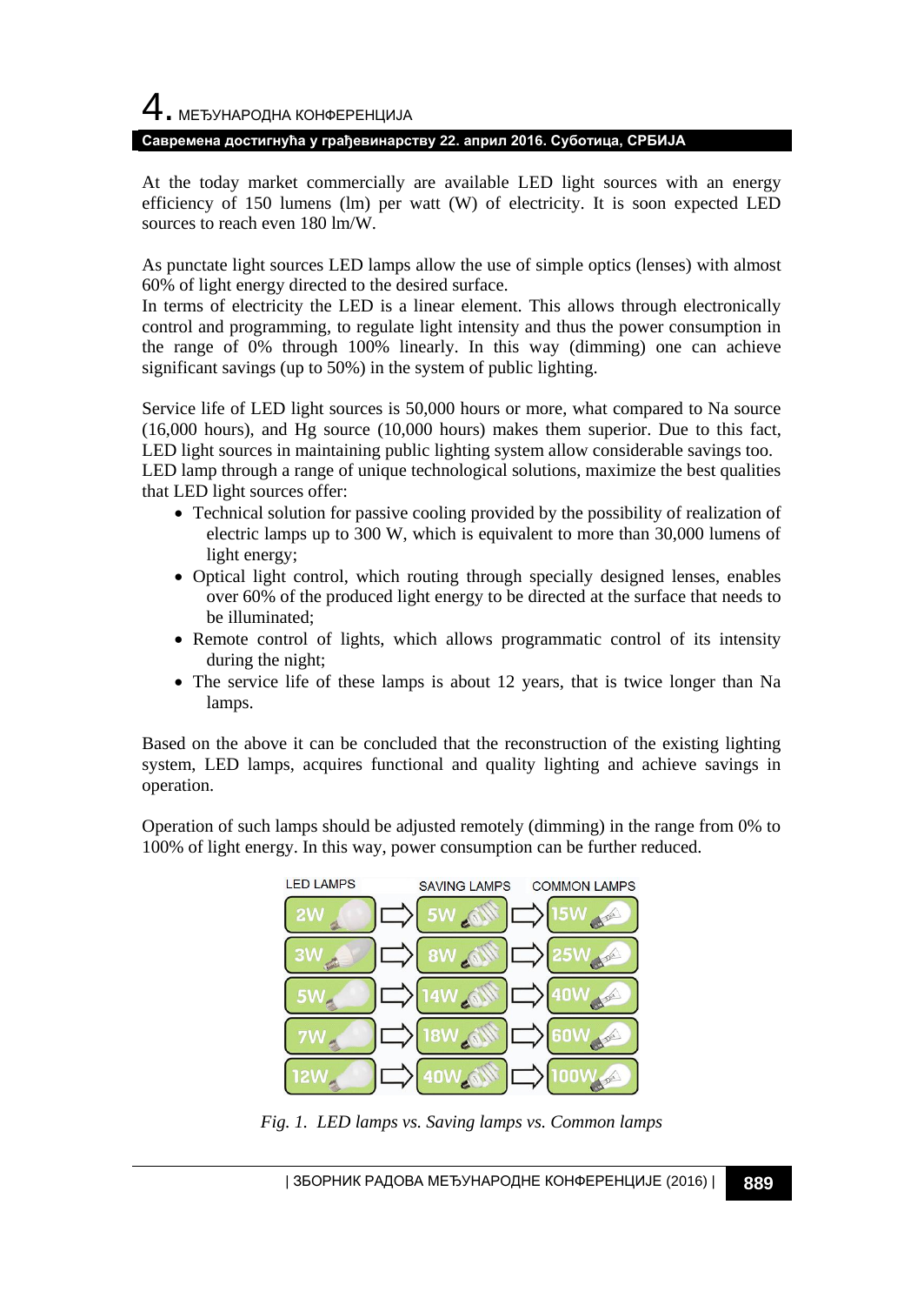At the today market commercially are available LED light sources with an energy efficiency of 150 lumens (lm) per watt (W) of electricity. It is soon expected LED sources to reach even 180 lm/W.

As punctate light sources LED lamps allow the use of simple optics (lenses) with almost 60% of light energy directed to the desired surface.
In terms of electricity the LED is a linear element. This allows through electronically control and programming, to regulate light intensity and thus the power consumption in the range of 0% through 100% linearly. In this way (dimming) one can achieve significant savings (up to 50%) in the system of public lighting.

Service life of LED light sources is 50,000 hours or more, what compared to Na source (16,000 hours), and Hg source (10,000 hours) makes them superior. Due to this fact, LED light sources in maintaining public lighting system allow considerable savings too.
LED lamp through a range of unique technological solutions, maximize the best qualities that LED light sources offer:

- Technical solution for passive cooling provided by the possibility of realization of electric lamps up to 300 W, which is equivalent to more than 30,000 lumens of light energy;
- Optical light control, which routing through specially designed lenses, enables over 60% of the produced light energy to be directed at the surface that needs to be illuminated;
- Remote control of lights, which allows programmatic control of its intensity during the night;
- The service life of these lamps is about 12 years, that is twice longer than Na lamps.

Based on the above it can be concluded that the reconstruction of the existing lighting system, LED lamps, acquires functional and quality lighting and achieve savings in operation.

Operation of such lamps should be adjusted remotely (dimming) in the range from 0% to 100% of light energy. In this way, power consumption can be further reduced.

| LED LAMPS | SAVING LAMPS | COMMON LAMPS |
|---|---|---|
| 2W | 5W | 15W |
| 3W | 8W | 25W |
| 5W | 14W | 40W |
| 7W | 18W | 60W |
| 12W | 40W | 100W |

*Fig. 1. LED lamps vs. Saving lamps vs. Common lamps*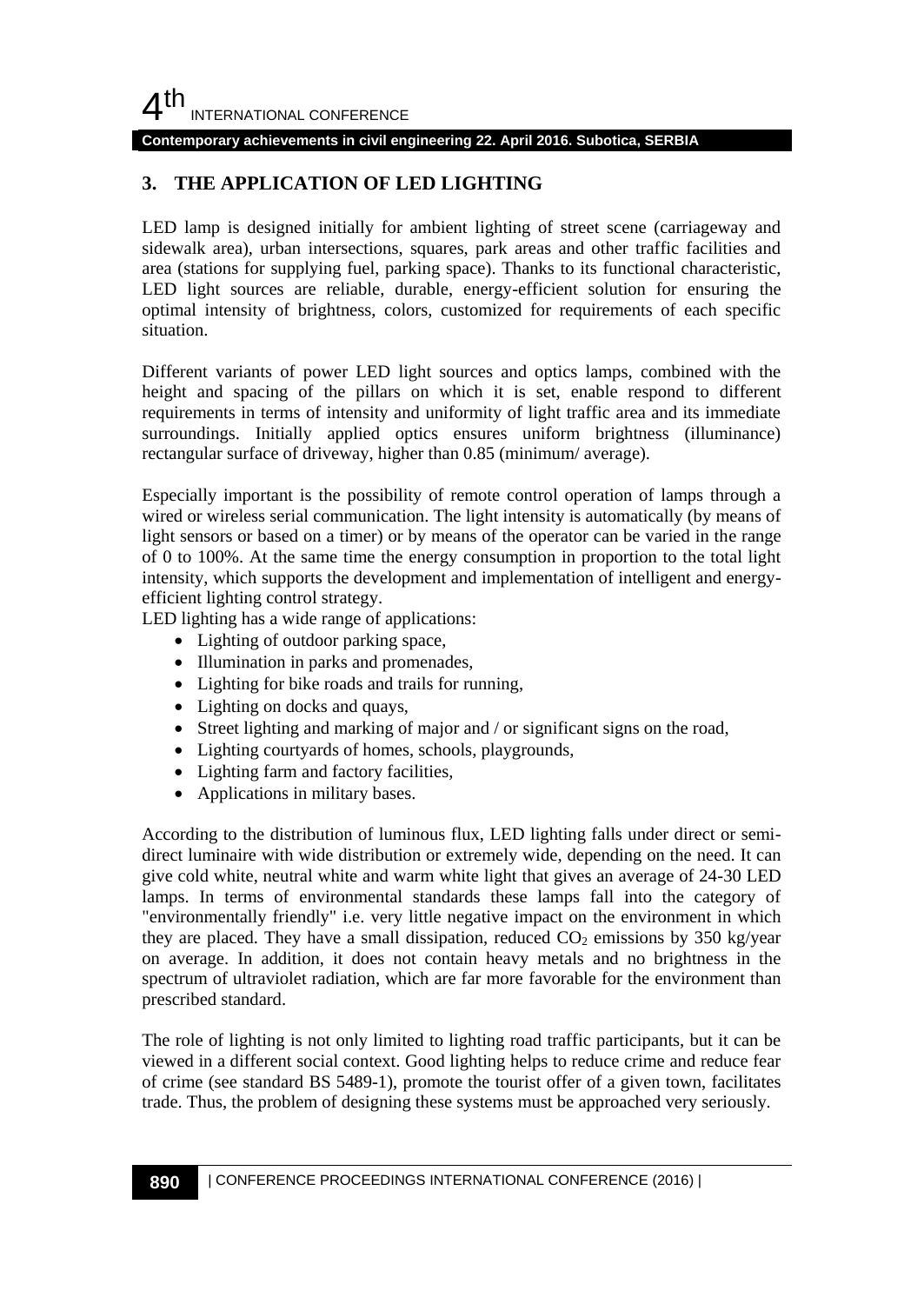## 3. THE APPLICATION OF LED LIGHTING

LED lamp is designed initially for ambient lighting of street scene (carriageway and sidewalk area), urban intersections, squares, park areas and other traffic facilities and area (stations for supplying fuel, parking space). Thanks to its functional characteristic, LED light sources are reliable, durable, energy-efficient solution for ensuring the optimal intensity of brightness, colors, customized for requirements of each specific situation.

Different variants of power LED light sources and optics lamps, combined with the height and spacing of the pillars on which it is set, enable respond to different requirements in terms of intensity and uniformity of light traffic area and its immediate surroundings. Initially applied optics ensures uniform brightness (illuminance) rectangular surface of driveway, higher than 0.85 (minimum/ average).

Especially important is the possibility of remote control operation of lamps through a wired or wireless serial communication. The light intensity is automatically (by means of light sensors or based on a timer) or by means of the operator can be varied in the range of 0 to 100%. At the same time the energy consumption in proportion to the total light intensity, which supports the development and implementation of intelligent and energy-efficient lighting control strategy.

LED lighting has a wide range of applications:

- Lighting of outdoor parking space,
- Illumination in parks and promenades,
- Lighting for bike roads and trails for running,
- Lighting on docks and quays,
- Street lighting and marking of major and / or significant signs on the road,
- Lighting courtyards of homes, schools, playgrounds,
- Lighting farm and factory facilities,
- Applications in military bases.

According to the distribution of luminous flux, LED lighting falls under direct or semi-direct luminaire with wide distribution or extremely wide, depending on the need. It can give cold white, neutral white and warm white light that gives an average of 24-30 LED lamps. In terms of environmental standards these lamps fall into the category of "environmentally friendly" i.e. very little negative impact on the environment in which they are placed. They have a small dissipation, reduced $CO_2$ emissions by 350 kg/year on average. In addition, it does not contain heavy metals and no brightness in the spectrum of ultraviolet radiation, which are far more favorable for the environment than prescribed standard.

The role of lighting is not only limited to lighting road traffic participants, but it can be viewed in a different social context. Good lighting helps to reduce crime and reduce fear of crime (see standard BS 5489-1), promote the tourist offer of a given town, facilitates trade. Thus, the problem of designing these systems must be approached very seriously.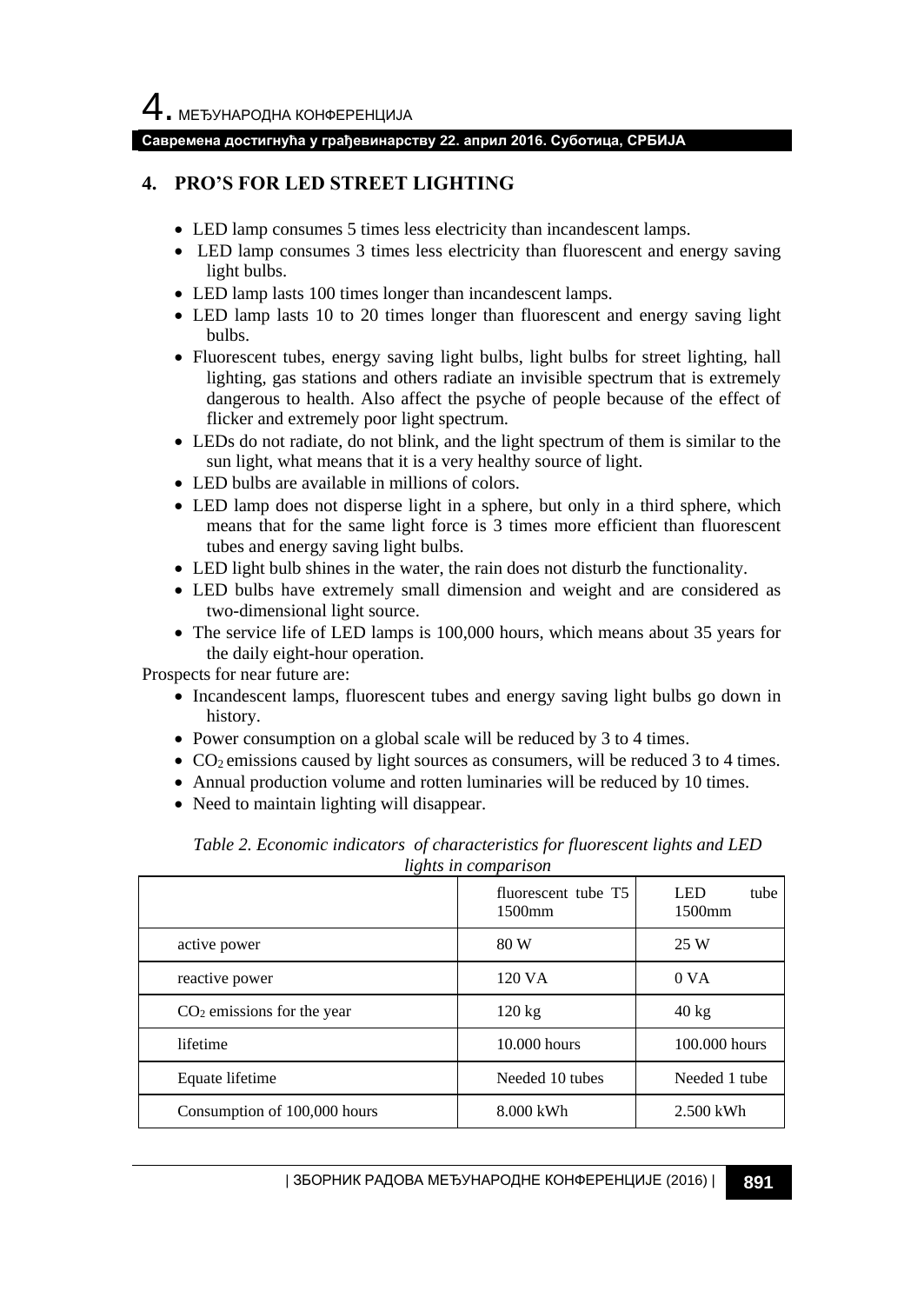## 4. PRO'S FOR LED STREET LIGHTING

- LED lamp consumes 5 times less electricity than incandescent lamps.
- LED lamp consumes 3 times less electricity than fluorescent and energy saving light bulbs.
- LED lamp lasts 100 times longer than incandescent lamps.
- LED lamp lasts 10 to 20 times longer than fluorescent and energy saving light bulbs.
- Fluorescent tubes, energy saving light bulbs, light bulbs for street lighting, hall lighting, gas stations and others radiate an invisible spectrum that is extremely dangerous to health. Also affect the psyche of people because of the effect of flicker and extremely poor light spectrum.
- LEDs do not radiate, do not blink, and the light spectrum of them is similar to the sun light, what means that it is a very healthy source of light.
- LED bulbs are available in millions of colors.
- LED lamp does not disperse light in a sphere, but only in a third sphere, which means that for the same light force is 3 times more efficient than fluorescent tubes and energy saving light bulbs.
- LED light bulb shines in the water, the rain does not disturb the functionality.
- LED bulbs have extremely small dimension and weight and are considered as two-dimensional light source.
- The service life of LED lamps is 100,000 hours, which means about 35 years for the daily eight-hour operation.

Prospects for near future are:

- Incandescent lamps, fluorescent tubes and energy saving light bulbs go down in history.
- Power consumption on a global scale will be reduced by 3 to 4 times.
- $CO_2$ emissions caused by light sources as consumers, will be reduced 3 to 4 times.
- Annual production volume and rotten luminaries will be reduced by 10 times.
- Need to maintain lighting will disappear.

*Table 2. Economic indicators of characteristics for fluorescent lights and LED lights in comparison*

| | fluorescent tube T5 1500mm | LED tube 1500mm |
|---|---|---|
| active power | 80 W | 25 W |
| reactive power | 120 VA | 0 VA |
| $CO_2$ emissions for the year | 120 kg | 40 kg |
| lifetime | 10.000 hours | 100.000 hours |
| Equate lifetime | Needed 10 tubes | Needed 1 tube |
| Consumption of 100,000 hours | 8.000 kWh | 2.500 kWh |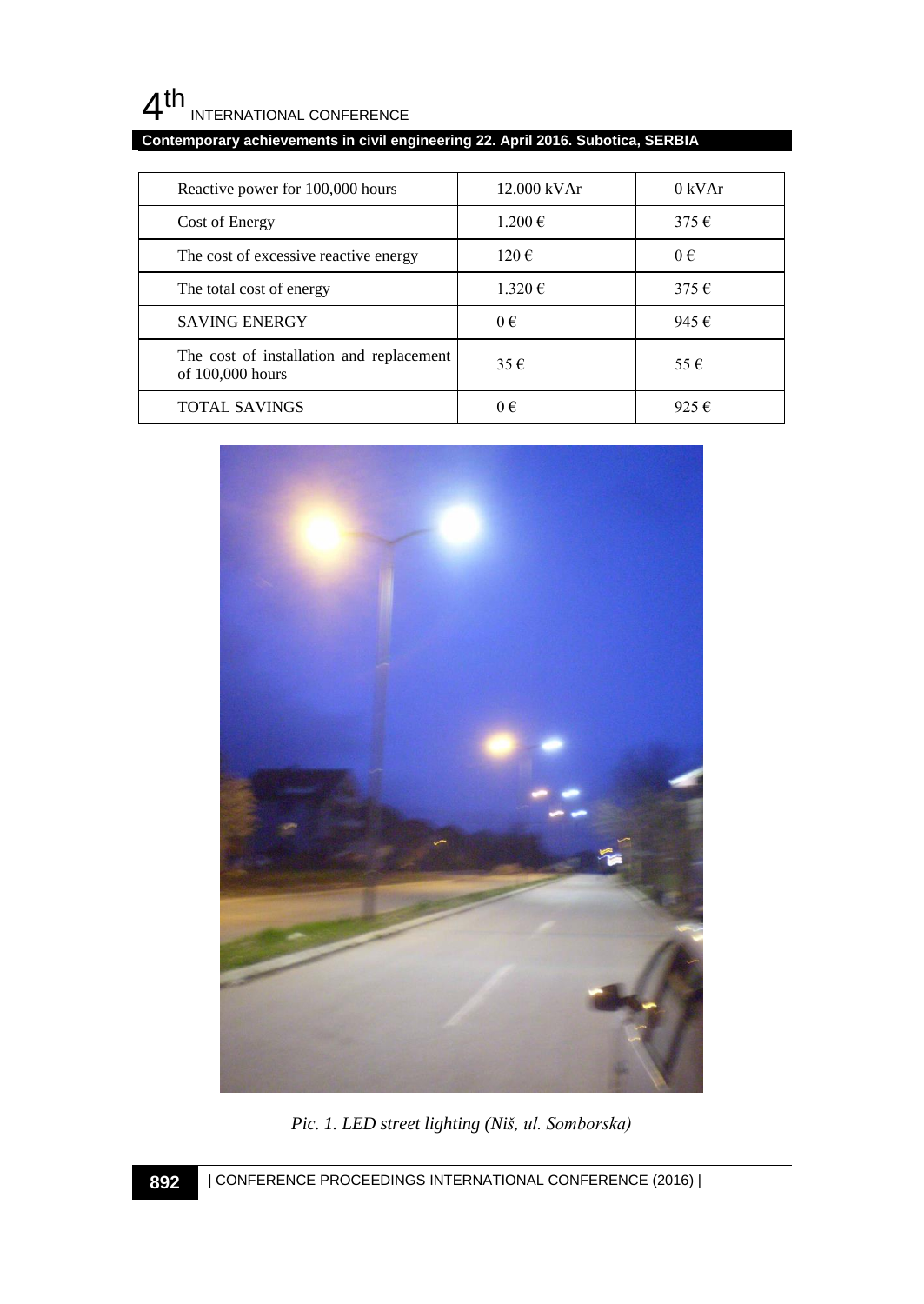| Reactive power for 100,000 hours | 12.000 kVAr | 0 kVAr |
|---|---|---|
| Cost of Energy | 1.200 € | 375 € |
| The cost of excessive reactive energy | 120 € | 0 € |
| The total cost of energy | 1.320 € | 375 € |
| SAVING ENERGY | 0 € | 945 € |
| The cost of installation and replacement of 100,000 hours | 35 € | 55 € |
| TOTAL SAVINGS | 0 € | 925 € |

*Pic. 1. LED street lighting (Niš, ul. Somborska)*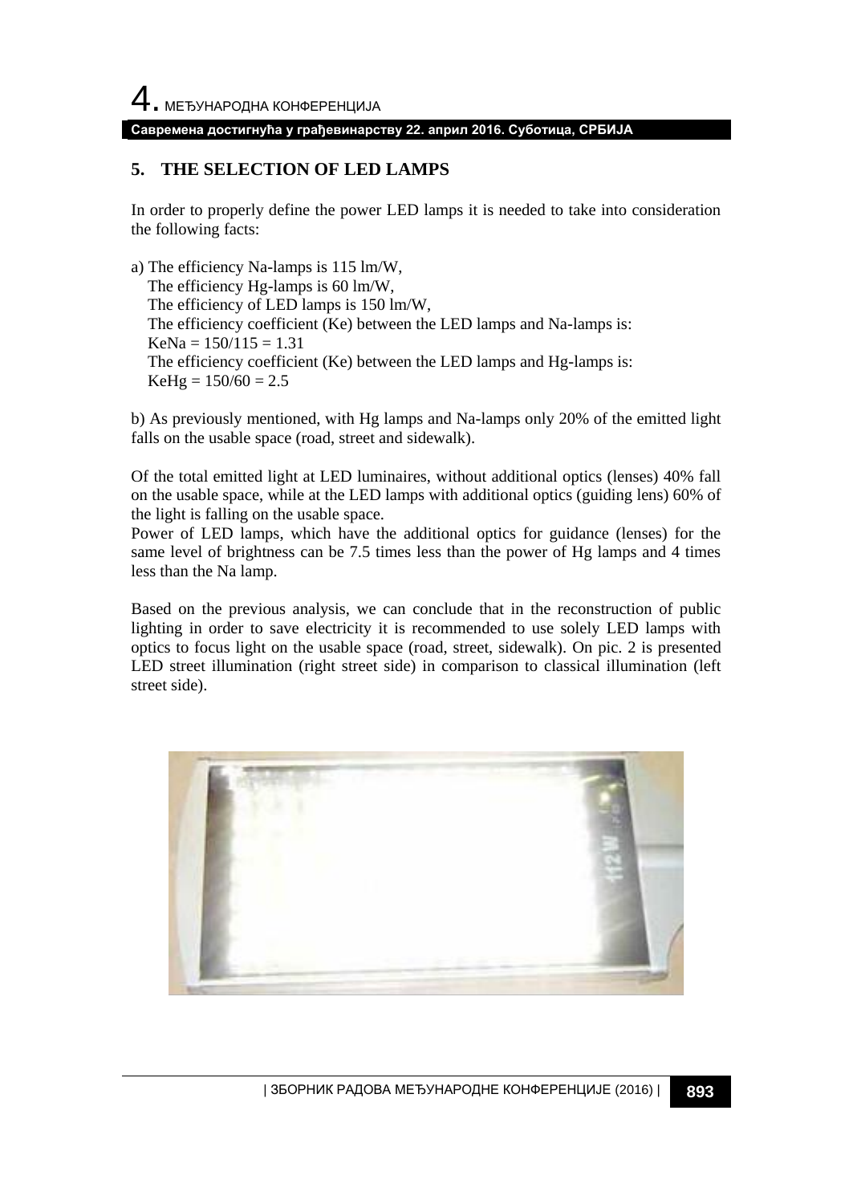## 5. THE SELECTION OF LED LAMPS

In order to properly define the power LED lamps it is needed to take into consideration the following facts:

a) The efficiency Na-lamps is 115 lm/W,
The efficiency Hg-lamps is 60 lm/W,
The efficiency of LED lamps is 150 lm/W,
The efficiency coefficient (Ke) between the LED lamps and Na-lamps is:
KeNa = 150/115 = 1.31
The efficiency coefficient (Ke) between the LED lamps and Hg-lamps is:
KeHg = 150/60 = 2.5

b) As previously mentioned, with Hg lamps and Na-lamps only 20% of the emitted light falls on the usable space (road, street and sidewalk).

Of the total emitted light at LED luminaires, without additional optics (lenses) 40% fall on the usable space, while at the LED lamps with additional optics (guiding lens) 60% of the light is falling on the usable space.
Power of LED lamps, which have the additional optics for guidance (lenses) for the same level of brightness can be 7.5 times less than the power of Hg lamps and 4 times less than the Na lamp.

Based on the previous analysis, we can conclude that in the reconstruction of public lighting in order to save electricity it is recommended to use solely LED lamps with optics to focus light on the usable space (road, street, sidewalk). On pic. 2 is presented LED street illumination (right street side) in comparison to classical illumination (left street side).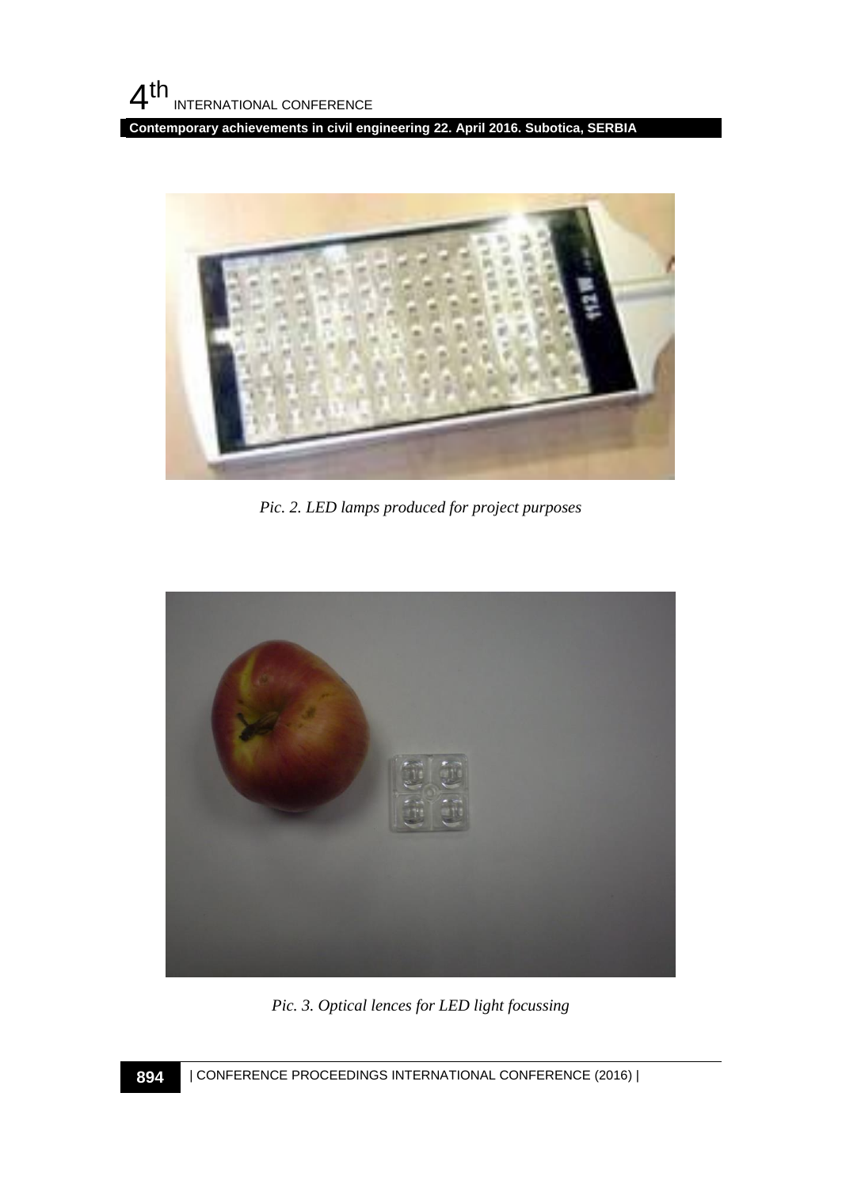*Pic. 2. LED lamps produced for project purposes*

*Pic. 3. Optical lences for LED light focussing*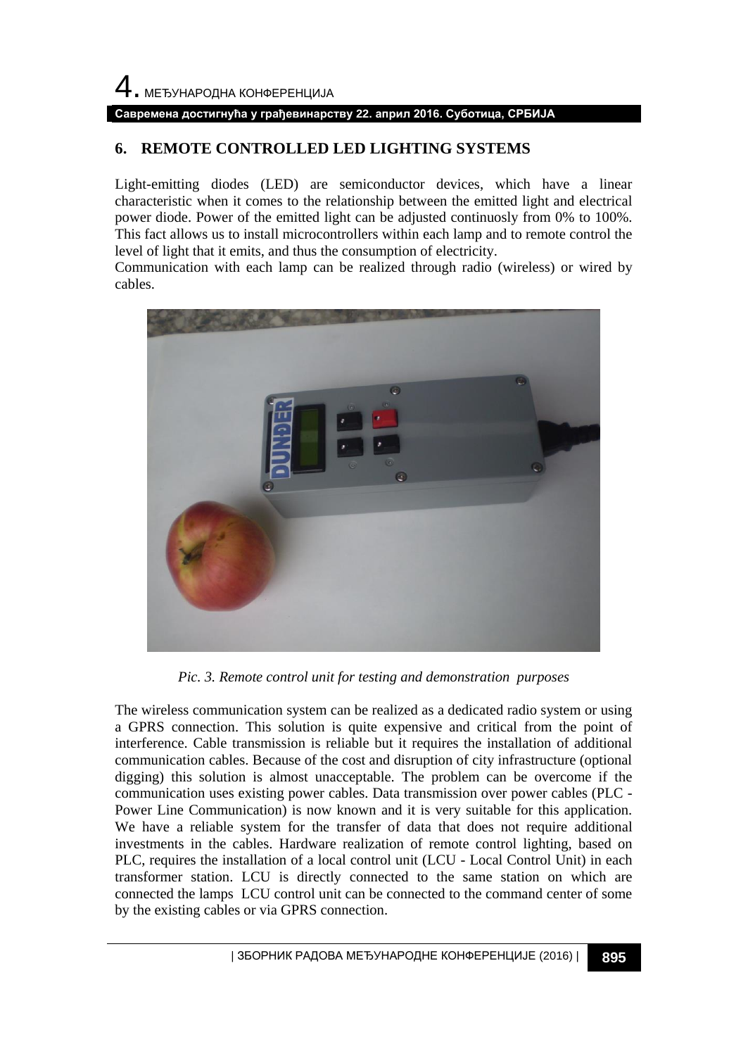## 6. REMOTE CONTROLLED LED LIGHTING SYSTEMS

Light-emitting diodes (LED) are semiconductor devices, which have a linear characteristic when it comes to the relationship between the emitted light and electrical power diode. Power of the emitted light can be adjusted continuosly from 0% to 100%. This fact allows us to install microcontrollers within each lamp and to remote control the level of light that it emits, and thus the consumption of electricity.
Communication with each lamp can be realized through radio (wireless) or wired by cables.

*Pic. 3. Remote control unit for testing and demonstration purposes*

The wireless communication system can be realized as a dedicated radio system or using a GPRS connection. This solution is quite expensive and critical from the point of interference. Cable transmission is reliable but it requires the installation of additional communication cables. Because of the cost and disruption of city infrastructure (optional digging) this solution is almost unacceptable. The problem can be overcome if the communication uses existing power cables. Data transmission over power cables (PLC - Power Line Communication) is now known and it is very suitable for this application. We have a reliable system for the transfer of data that does not require additional investments in the cables. Hardware realization of remote control lighting, based on PLC, requires the installation of a local control unit (LCU - Local Control Unit) in each transformer station. LCU is directly connected to the same station on which are connected the lamps LCU control unit can be connected to the command center of some by the existing cables or via GPRS connection.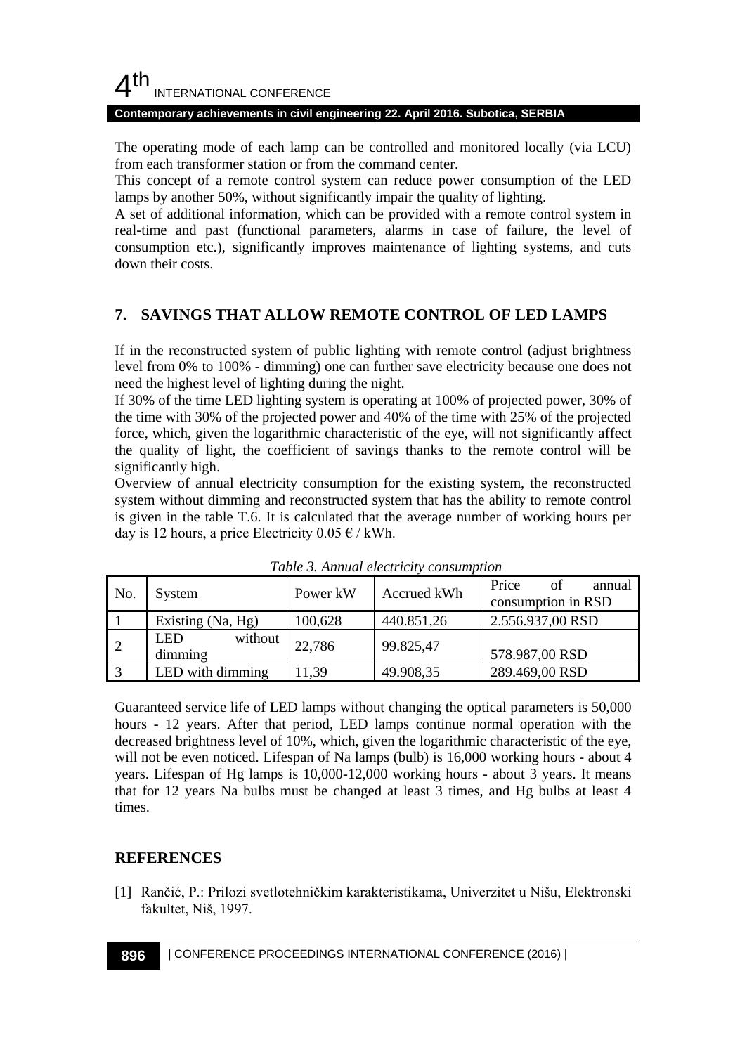The operating mode of each lamp can be controlled and monitored locally (via LCU) from each transformer station or from the command center.

This concept of a remote control system can reduce power consumption of the LED lamps by another 50%, without significantly impair the quality of lighting.

A set of additional information, which can be provided with a remote control system in real-time and past (functional parameters, alarms in case of failure, the level of consumption etc.), significantly improves maintenance of lighting systems, and cuts down their costs.

## 7. SAVINGS THAT ALLOW REMOTE CONTROL OF LED LAMPS

If in the reconstructed system of public lighting with remote control (adjust brightness level from 0% to 100% - dimming) one can further save electricity because one does not need the highest level of lighting during the night.

If 30% of the time LED lighting system is operating at 100% of projected power, 30% of the time with 30% of the projected power and 40% of the time with 25% of the projected force, which, given the logarithmic characteristic of the eye, will not significantly affect the quality of light, the coefficient of savings thanks to the remote control will be significantly high.

Overview of annual electricity consumption for the existing system, the reconstructed system without dimming and reconstructed system that has the ability to remote control is given in the table T.6. It is calculated that the average number of working hours per day is 12 hours, a price Electricity 0.05 € / kWh.

*Table 3. Annual electricity consumption*

| No. | System | Power kW | Accrued kWh | Price of annual consumption in RSD |
|---|---|---|---|---|
| 1 | Existing (Na, Hg) | 100,628 | 440.851,26 | 2.556.937,00 RSD |
| 2 | LED without dimming | 22,786 | 99.825,47 | 578.987,00 RSD |
| 3 | LED with dimming | 11,39 | 49.908,35 | 289.469,00 RSD |

Guaranteed service life of LED lamps without changing the optical parameters is 50,000 hours - 12 years. After that period, LED lamps continue normal operation with the decreased brightness level of 10%, which, given the logarithmic characteristic of the eye, will not be even noticed. Lifespan of Na lamps (bulb) is 16,000 working hours - about 4 years. Lifespan of Hg lamps is 10,000-12,000 working hours - about 3 years. It means that for 12 years Na bulbs must be changed at least 3 times, and Hg bulbs at least 4 times.

## REFERENCES

[1] Rančić, P.: Prilozi svetlotehničkim karakteristikama, Univerzitet u Nišu, Elektronski fakultet, Niš, 1997.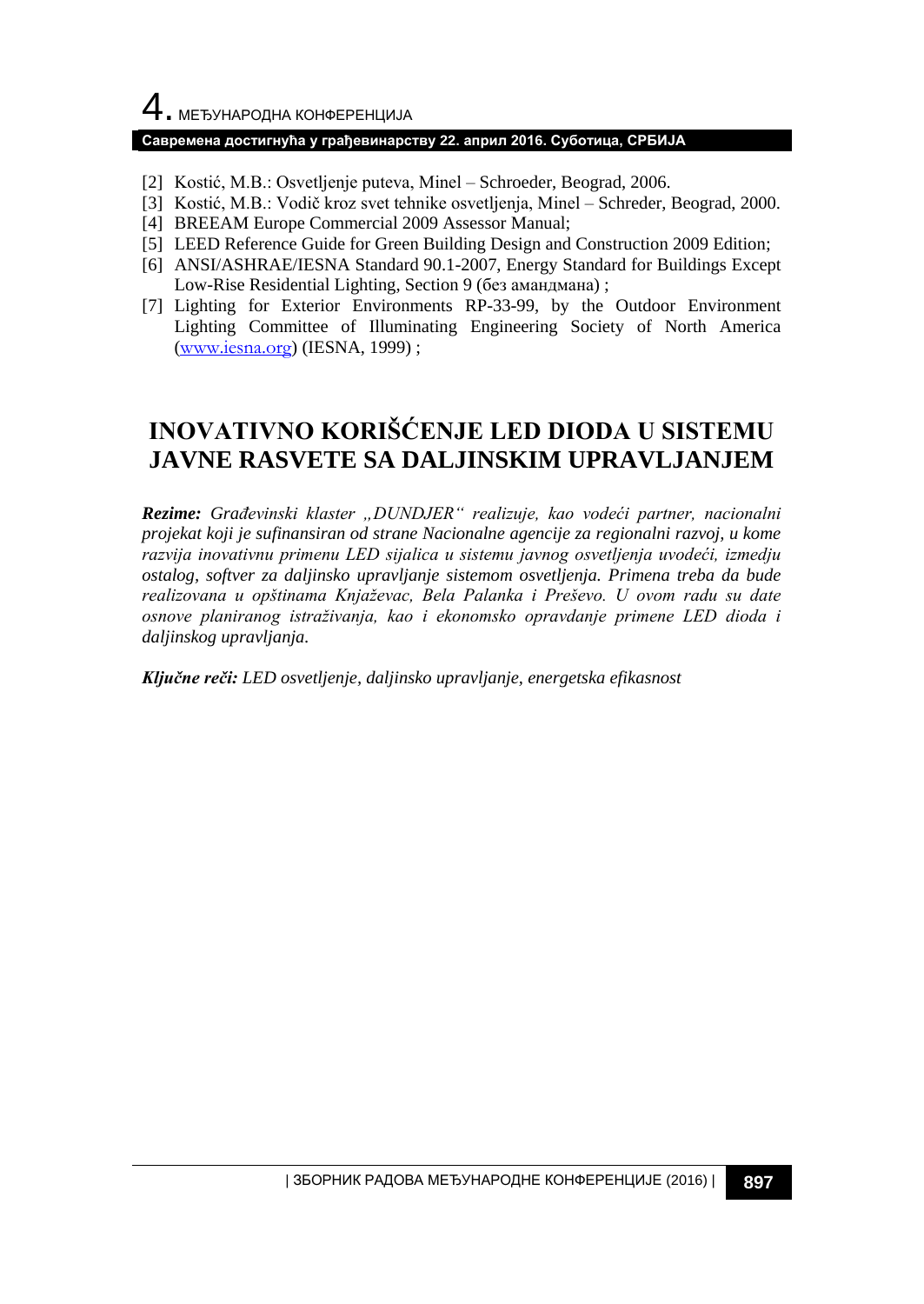[2] Kostić, M.B.: Osvetljenje puteva, Minel – Schroeder, Beograd, 2006.
[3] Kostić, M.B.: Vodič kroz svet tehnike osvetljenja, Minel – Schreder, Beograd, 2000.
[4] BREEAM Europe Commercial 2009 Assessor Manual;
[5] LEED Reference Guide for Green Building Design and Construction 2009 Edition;
[6] ANSI/ASHRAE/IESNA Standard 90.1-2007, Energy Standard for Buildings Except Low-Rise Residential Lighting, Section 9 (без амандмана) ;
[7] Lighting for Exterior Environments RP-33-99, by the Outdoor Environment Lighting Committee of Illuminating Engineering Society of North America (www.iesna.org) (IESNA, 1999) ;

# INOVATIVNO KORIŠĆENJE LED DIODA U SISTEMU JAVNE RASVETE SA DALJINSKIM UPRAVLJANJEM

***Rezime:*** *Građevinski klaster „DUNDJER“ realizuje, kao vodeći partner, nacionalni projekat koji je sufinansiran od strane Nacionalne agencije za regionalni razvoj, u kome razvija inovativnu primenu LED sijalica u sistemu javnog osvetljenja uvodeći, izmedju ostalog, softver za daljinsko upravljanje sistemom osvetljenja. Primena treba da bude realizovana u opštinama Knjaževac, Bela Palanka i Preševo. U ovom radu su date osnove planiranog istraživanja, kao i ekonomsko opravdanje primene LED dioda i daljinskog upravljanja.*

***Ključne reči:*** *LED osvetljenje, daljinsko upravljanje, energetska efikasnost*